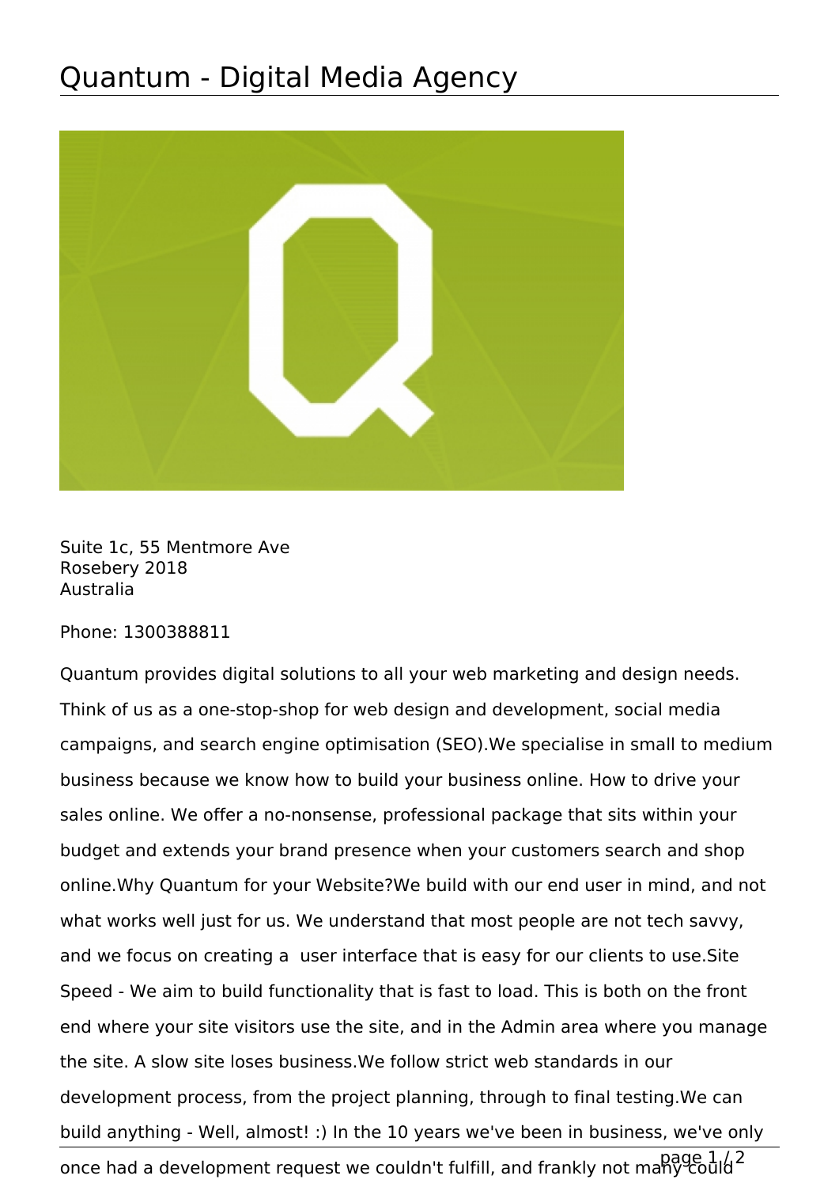# Quantum - Digital Media Agency

Suite 1c, 55 Mentmore Ave
Rosebery 2018
Australia

Phone: 1300388811

Quantum provides digital solutions to all your web marketing and design needs. Think of us as a one-stop-shop for web design and development, social media campaigns, and search engine optimisation (SEO).We specialise in small to medium business because we know how to build your business online. How to drive your sales online. We offer a no-nonsense, professional package that sits within your budget and extends your brand presence when your customers search and shop online.Why Quantum for your Website?We build with our end user in mind, and not what works well just for us. We understand that most people are not tech savvy, and we focus on creating a user interface that is easy for our clients to use.Site Speed - We aim to build functionality that is fast to load. This is both on the front end where your site visitors use the site, and in the Admin area where you manage the site. A slow site loses business.We follow strict web standards in our development process, from the project planning, through to final testing.We can build anything - Well, almost! :) In the 10 years we've been in business, we've only once had a development request we couldn't fulfill, and frankly not many could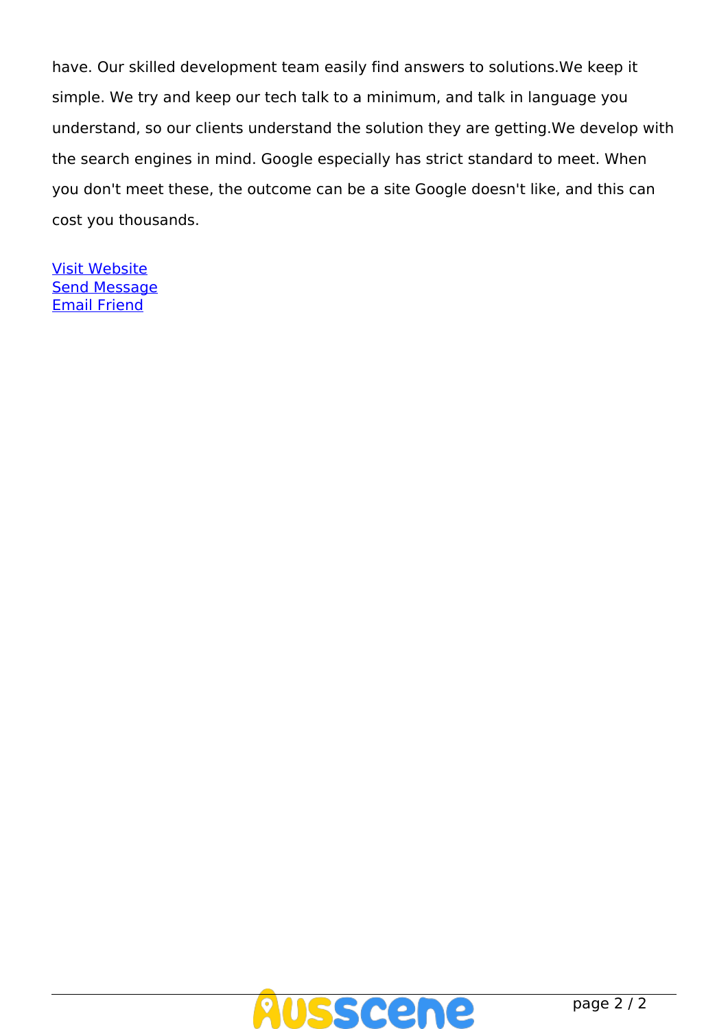have. Our skilled development team easily find answers to solutions.We keep it simple. We try and keep our tech talk to a minimum, and talk in language you understand, so our clients understand the solution they are getting.We develop with the search engines in mind. Google especially has strict standard to meet. When you don't meet these, the outcome can be a site Google doesn't like, and this can cost you thousands.

Visit Website
Send Message
Email Friend